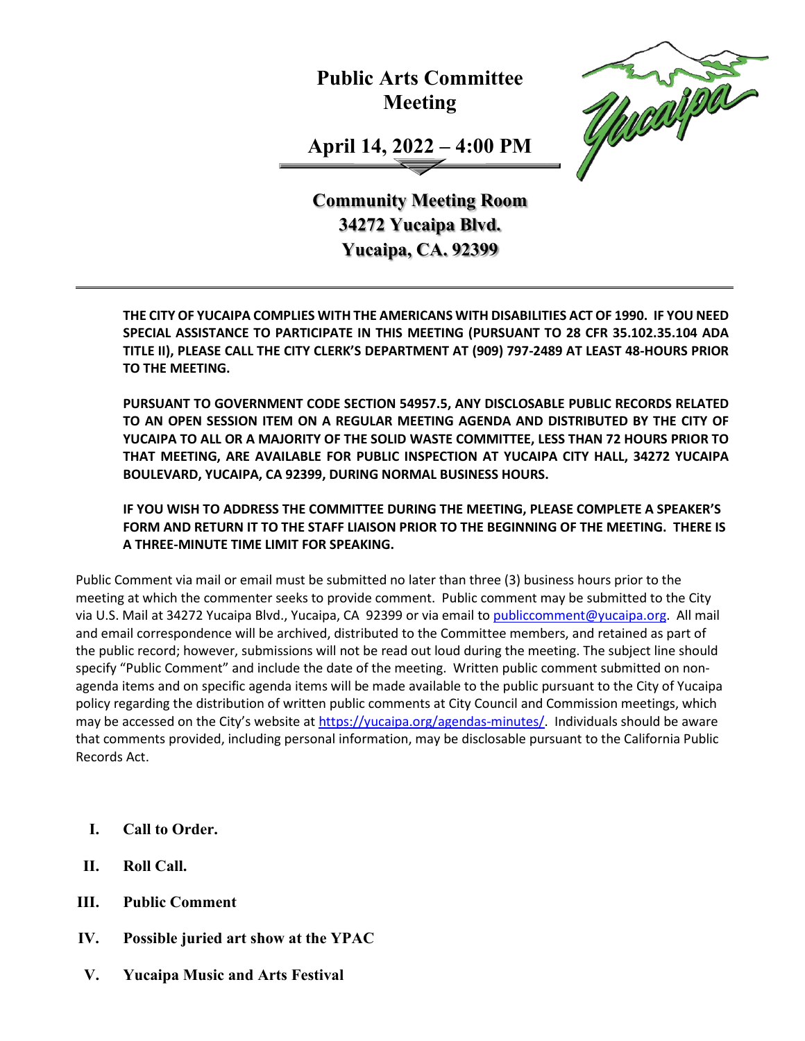# Public Arts Committee Meeting

## April 14, 2022 – 4:00 PM

**Community Meeting Room**
**34272 Yucaipa Blvd.**
**Yucaipa, CA. 92399**

---

**THE CITY OF YUCAIPA COMPLIES WITH THE AMERICANS WITH DISABILITIES ACT OF 1990. IF YOU NEED SPECIAL ASSISTANCE TO PARTICIPATE IN THIS MEETING (PURSUANT TO 28 CFR 35.102.35.104 ADA TITLE II), PLEASE CALL THE CITY CLERK'S DEPARTMENT AT (909) 797-2489 AT LEAST 48-HOURS PRIOR TO THE MEETING.**

**PURSUANT TO GOVERNMENT CODE SECTION 54957.5, ANY DISCLOSABLE PUBLIC RECORDS RELATED TO AN OPEN SESSION ITEM ON A REGULAR MEETING AGENDA AND DISTRIBUTED BY THE CITY OF YUCAIPA TO ALL OR A MAJORITY OF THE SOLID WASTE COMMITTEE, LESS THAN 72 HOURS PRIOR TO THAT MEETING, ARE AVAILABLE FOR PUBLIC INSPECTION AT YUCAIPA CITY HALL, 34272 YUCAIPA BOULEVARD, YUCAIPA, CA 92399, DURING NORMAL BUSINESS HOURS.**

**IF YOU WISH TO ADDRESS THE COMMITTEE DURING THE MEETING, PLEASE COMPLETE A SPEAKER'S FORM AND RETURN IT TO THE STAFF LIAISON PRIOR TO THE BEGINNING OF THE MEETING. THERE IS A THREE-MINUTE TIME LIMIT FOR SPEAKING.**

Public Comment via mail or email must be submitted no later than three (3) business hours prior to the meeting at which the commenter seeks to provide comment. Public comment may be submitted to the City via U.S. Mail at 34272 Yucaipa Blvd., Yucaipa, CA 92399 or via email to publiccomment@yucaipa.org. All mail and email correspondence will be archived, distributed to the Committee members, and retained as part of the public record; however, submissions will not be read out loud during the meeting. The subject line should specify "Public Comment" and include the date of the meeting. Written public comment submitted on non-agenda items and on specific agenda items will be made available to the public pursuant to the City of Yucaipa policy regarding the distribution of written public comments at City Council and Commission meetings, which may be accessed on the City's website at https://yucaipa.org/agendas-minutes/. Individuals should be aware that comments provided, including personal information, may be disclosable pursuant to the California Public Records Act.

I. **Call to Order.**

II. **Roll Call.**

III. **Public Comment**

IV. **Possible juried art show at the YPAC**

V. **Yucaipa Music and Arts Festival**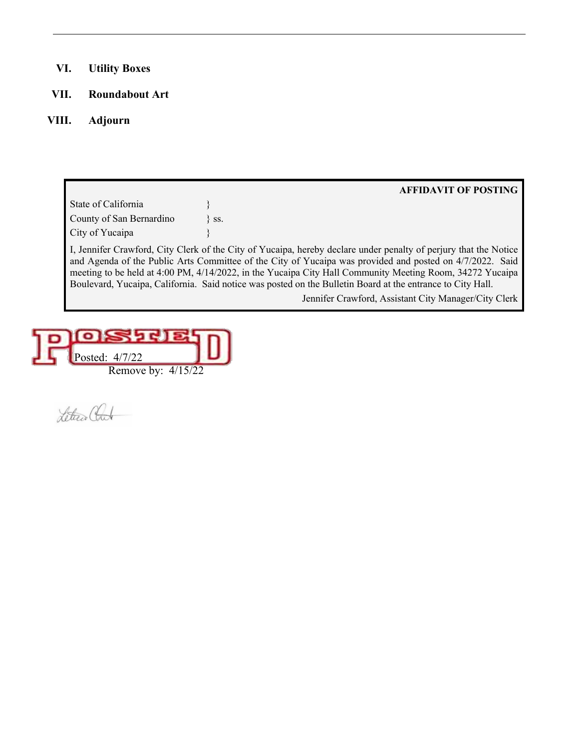VI. **Utility Boxes**

VII. **Roundabout Art**

VIII. **Adjourn**

**AFFIDAVIT OF POSTING**

State of California }
County of San Bernardino } ss.
City of Yucaipa }

I, Jennifer Crawford, City Clerk of the City of Yucaipa, hereby declare under penalty of perjury that the Notice and Agenda of the Public Arts Committee of the City of Yucaipa was provided and posted on 4/7/2022. Said meeting to be held at 4:00 PM, 4/14/2022, in the Yucaipa City Hall Community Meeting Room, 34272 Yucaipa Boulevard, Yucaipa, California. Said notice was posted on the Bulletin Board at the entrance to City Hall.

Jennifer Crawford, Assistant City Manager/City Clerk

POSTED
Posted: 4/7/22
Remove by: 4/15/22